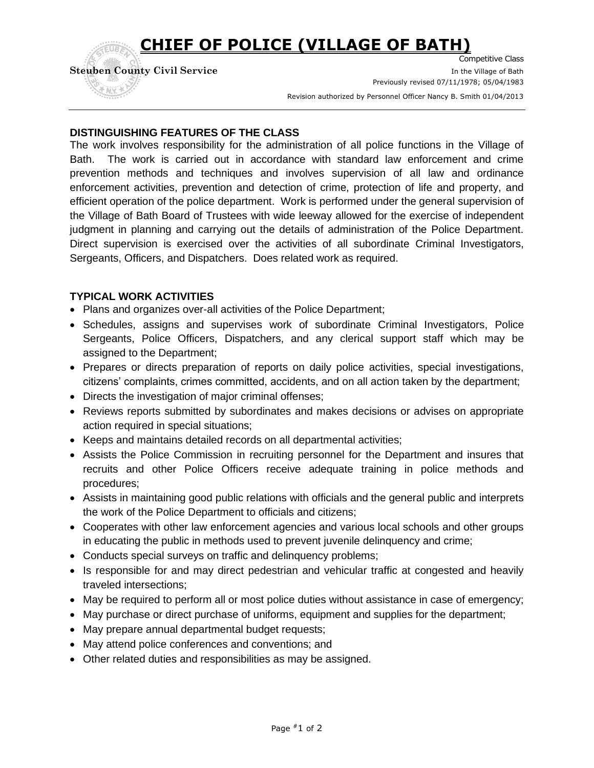# CHIEF OF POLICE (VILLAGE OF BATH)

**Steuben County Civil Service**

Competitive Class
In the Village of Bath
Previously revised 07/11/1978; 05/04/1983
Revision authorized by Personnel Officer Nancy B. Smith 01/04/2013

## DISTINGUISHING FEATURES OF THE CLASS

The work involves responsibility for the administration of all police functions in the Village of Bath. The work is carried out in accordance with standard law enforcement and crime prevention methods and techniques and involves supervision of all law and ordinance enforcement activities, prevention and detection of crime, protection of life and property, and efficient operation of the police department. Work is performed under the general supervision of the Village of Bath Board of Trustees with wide leeway allowed for the exercise of independent judgment in planning and carrying out the details of administration of the Police Department. Direct supervision is exercised over the activities of all subordinate Criminal Investigators, Sergeants, Officers, and Dispatchers. Does related work as required.

## TYPICAL WORK ACTIVITIES

- Plans and organizes over-all activities of the Police Department;
- Schedules, assigns and supervises work of subordinate Criminal Investigators, Police Sergeants, Police Officers, Dispatchers, and any clerical support staff which may be assigned to the Department;
- Prepares or directs preparation of reports on daily police activities, special investigations, citizens' complaints, crimes committed, accidents, and on all action taken by the department;
- Directs the investigation of major criminal offenses;
- Reviews reports submitted by subordinates and makes decisions or advises on appropriate action required in special situations;
- Keeps and maintains detailed records on all departmental activities;
- Assists the Police Commission in recruiting personnel for the Department and insures that recruits and other Police Officers receive adequate training in police methods and procedures;
- Assists in maintaining good public relations with officials and the general public and interprets the work of the Police Department to officials and citizens;
- Cooperates with other law enforcement agencies and various local schools and other groups in educating the public in methods used to prevent juvenile delinquency and crime;
- Conducts special surveys on traffic and delinquency problems;
- Is responsible for and may direct pedestrian and vehicular traffic at congested and heavily traveled intersections;
- May be required to perform all or most police duties without assistance in case of emergency;
- May purchase or direct purchase of uniforms, equipment and supplies for the department;
- May prepare annual departmental budget requests;
- May attend police conferences and conventions; and
- Other related duties and responsibilities as may be assigned.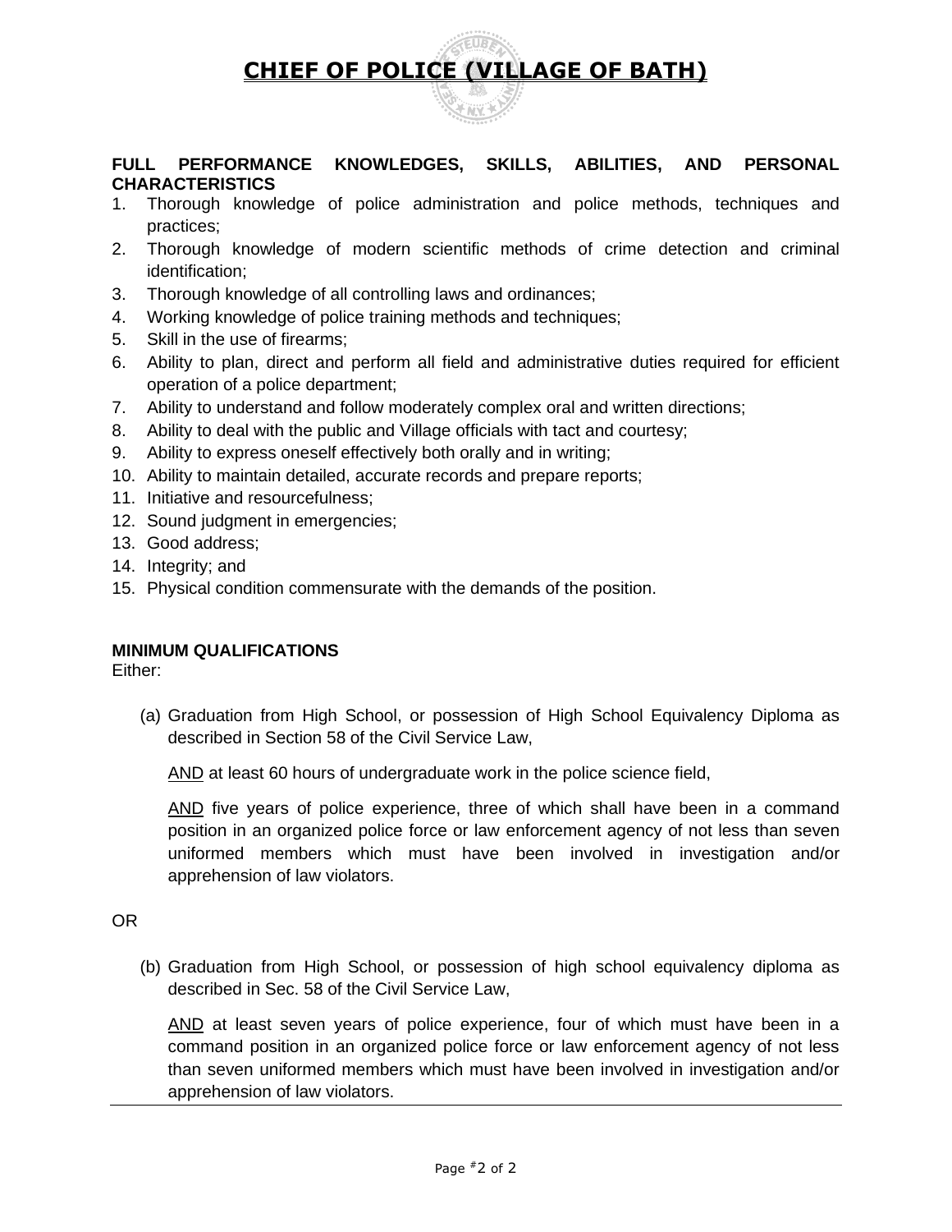# CHIEF OF POLICE (VILLAGE OF BATH)

**FULL PERFORMANCE KNOWLEDGES, SKILLS, ABILITIES, AND PERSONAL CHARACTERISTICS**

1. Thorough knowledge of police administration and police methods, techniques and practices;
2. Thorough knowledge of modern scientific methods of crime detection and criminal identification;
3. Thorough knowledge of all controlling laws and ordinances;
4. Working knowledge of police training methods and techniques;
5. Skill in the use of firearms;
6. Ability to plan, direct and perform all field and administrative duties required for efficient operation of a police department;
7. Ability to understand and follow moderately complex oral and written directions;
8. Ability to deal with the public and Village officials with tact and courtesy;
9. Ability to express oneself effectively both orally and in writing;
10. Ability to maintain detailed, accurate records and prepare reports;
11. Initiative and resourcefulness;
12. Sound judgment in emergencies;
13. Good address;
14. Integrity; and
15. Physical condition commensurate with the demands of the position.

**MINIMUM QUALIFICATIONS**

Either:

(a) Graduation from High School, or possession of High School Equivalency Diploma as described in Section 58 of the Civil Service Law,

AND at least 60 hours of undergraduate work in the police science field,

AND five years of police experience, three of which shall have been in a command position in an organized police force or law enforcement agency of not less than seven uniformed members which must have been involved in investigation and/or apprehension of law violators.

OR

(b) Graduation from High School, or possession of high school equivalency diploma as described in Sec. 58 of the Civil Service Law,

AND at least seven years of police experience, four of which must have been in a command position in an organized police force or law enforcement agency of not less than seven uniformed members which must have been involved in investigation and/or apprehension of law violators.